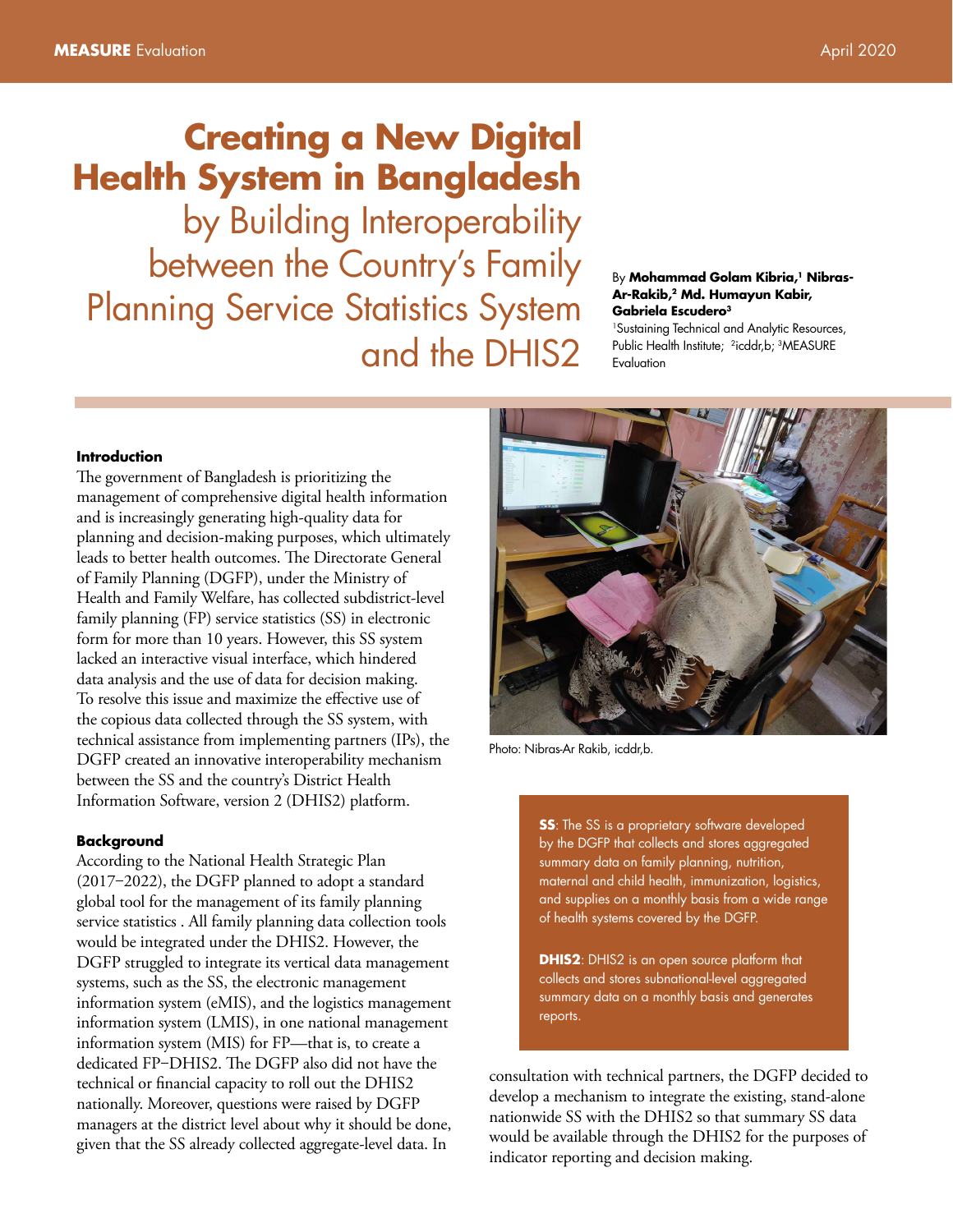# Creating a New Digital Health System in Bangladesh by Building Interoperability between the Country's Family Planning Service Statistics System and the DHIS2

By **Mohammad Golam Kibria,[1] Nibras-Ar-Rakib,[2] Md. Humayun Kabir, Gabriela Escudero[3]**

[1]Sustaining Technical and Analytic Resources, Public Health Institute; [2]icddr,b; [3]MEASURE Evaluation

## Introduction

The government of Bangladesh is prioritizing the management of comprehensive digital health information and is increasingly generating high-quality data for planning and decision-making purposes, which ultimately leads to better health outcomes. The Directorate General of Family Planning (DGFP), under the Ministry of Health and Family Welfare, has collected subdistrict-level family planning (FP) service statistics (SS) in electronic form for more than 10 years. However, this SS system lacked an interactive visual interface, which hindered data analysis and the use of data for decision making. To resolve this issue and maximize the effective use of the copious data collected through the SS system, with technical assistance from implementing partners (IPs), the DGFP created an innovative interoperability mechanism between the SS and the country's District Health Information Software, version 2 (DHIS2) platform.

## Background

According to the National Health Strategic Plan (2017–2022), the DGFP planned to adopt a standard global tool for the management of its family planning service statistics . All family planning data collection tools would be integrated under the DHIS2. However, the DGFP struggled to integrate its vertical data management systems, such as the SS, the electronic management information system (eMIS), and the logistics management information system (LMIS), in one national management information system (MIS) for FP—that is, to create a dedicated FP–DHIS2. The DGFP also did not have the technical or financial capacity to roll out the DHIS2 nationally. Moreover, questions were raised by DGFP managers at the district level about why it should be done, given that the SS already collected aggregate-level data. In consultation with technical partners, the DGFP decided to develop a mechanism to integrate the existing, stand-alone nationwide SS with the DHIS2 so that summary SS data would be available through the DHIS2 for the purposes of indicator reporting and decision making.

Photo: Nibras-Ar Rakib, icddr,b.

**SS**: The SS is a proprietary software developed by the DGFP that collects and stores aggregated summary data on family planning, nutrition, maternal and child health, immunization, logistics, and supplies on a monthly basis from a wide range of health systems covered by the DGFP.

**DHIS2**: DHIS2 is an open source platform that collects and stores subnational-level aggregated summary data on a monthly basis and generates reports.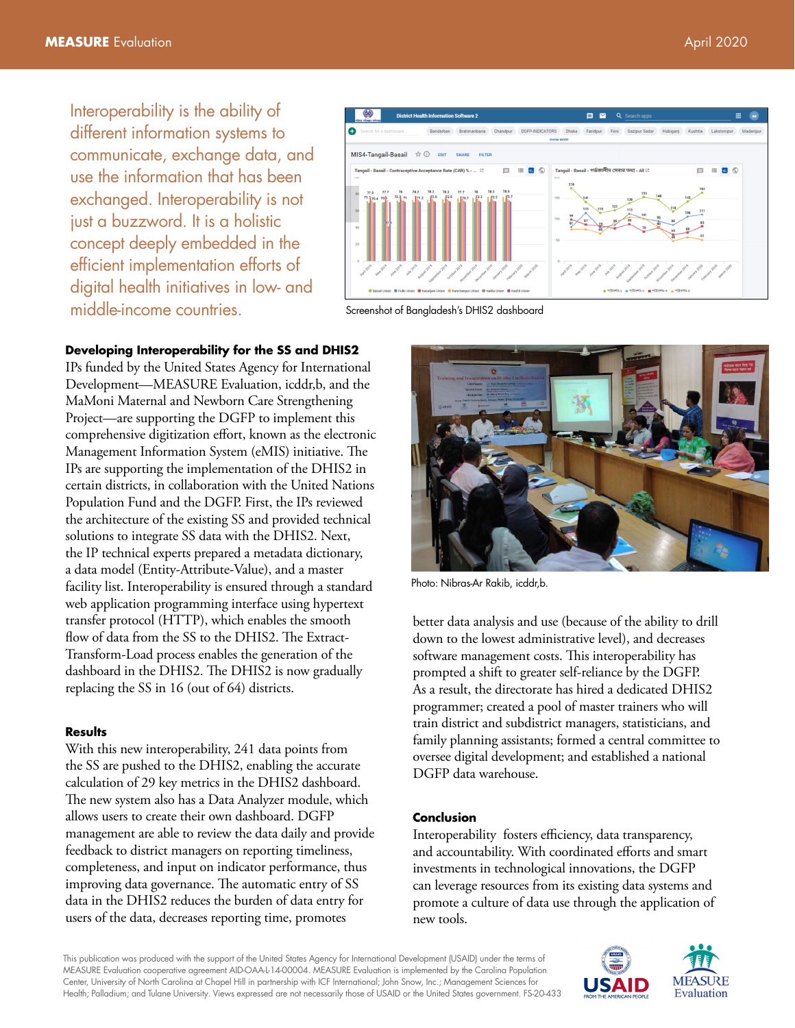Interoperability is the ability of different information systems to communicate, exchange data, and use the information that has been exchanged. Interoperability is not just a buzzword. It is a holistic concept deeply embedded in the efficient implementation efforts of digital health initiatives in low- and middle-income countries.

Screenshot of Bangladesh's DHIS2 dashboard

### Developing Interoperability for the SS and DHIS2

IPs funded by the United States Agency for International Development—MEASURE Evaluation, icddr,b, and the MaMoni Maternal and Newborn Care Strengthening Project—are supporting the DGFP to implement this comprehensive digitization effort, known as the electronic Management Information System (eMIS) initiative. The IPs are supporting the implementation of the DHIS2 in certain districts, in collaboration with the United Nations Population Fund and the DGFP. First, the IPs reviewed the architecture of the existing SS and provided technical solutions to integrate SS data with the DHIS2. Next, the IP technical experts prepared a metadata dictionary, a data model (Entity-Attribute-Value), and a master facility list. Interoperability is ensured through a standard web application programming interface using hypertext transfer protocol (HTTP), which enables the smooth flow of data from the SS to the DHIS2. The Extract-Transform-Load process enables the generation of the dashboard in the DHIS2. The DHIS2 is now gradually replacing the SS in 16 (out of 64) districts.

Photo: Nibras-Ar Rakib, icddr,b.

### Results

With this new interoperability, 241 data points from the SS are pushed to the DHIS2, enabling the accurate calculation of 29 key metrics in the DHIS2 dashboard. The new system also has a Data Analyzer module, which allows users to create their own dashboard. DGFP management are able to review the data daily and provide feedback to district managers on reporting timeliness, completeness, and input on indicator performance, thus improving data governance. The automatic entry of SS data in the DHIS2 reduces the burden of data entry for users of the data, decreases reporting time, promotes better data analysis and use (because of the ability to drill down to the lowest administrative level), and decreases software management costs. This interoperability has prompted a shift to greater self-reliance by the DGFP. As a result, the directorate has hired a dedicated DHIS2 programmer; created a pool of master trainers who will train district and subdistrict managers, statisticians, and family planning assistants; formed a central committee to oversee digital development; and established a national DGFP data warehouse.

### Conclusion

Interoperability fosters efficiency, data transparency, and accountability. With coordinated efforts and smart investments in technological innovations, the DGFP can leverage resources from its existing data systems and promote a culture of data use through the application of new tools.

This publication was produced with the support of the United States Agency for International Development (USAID) under the terms of MEASURE Evaluation cooperative agreement AID-OAA-L-14-00004. MEASURE Evaluation is implemented by the Carolina Population Center, University of North Carolina at Chapel Hill in partnership with ICF International; John Snow, Inc.; Management Sciences for Health; Palladium; and Tulane University. Views expressed are not necessarily those of USAID or the United States government. FS-20-433